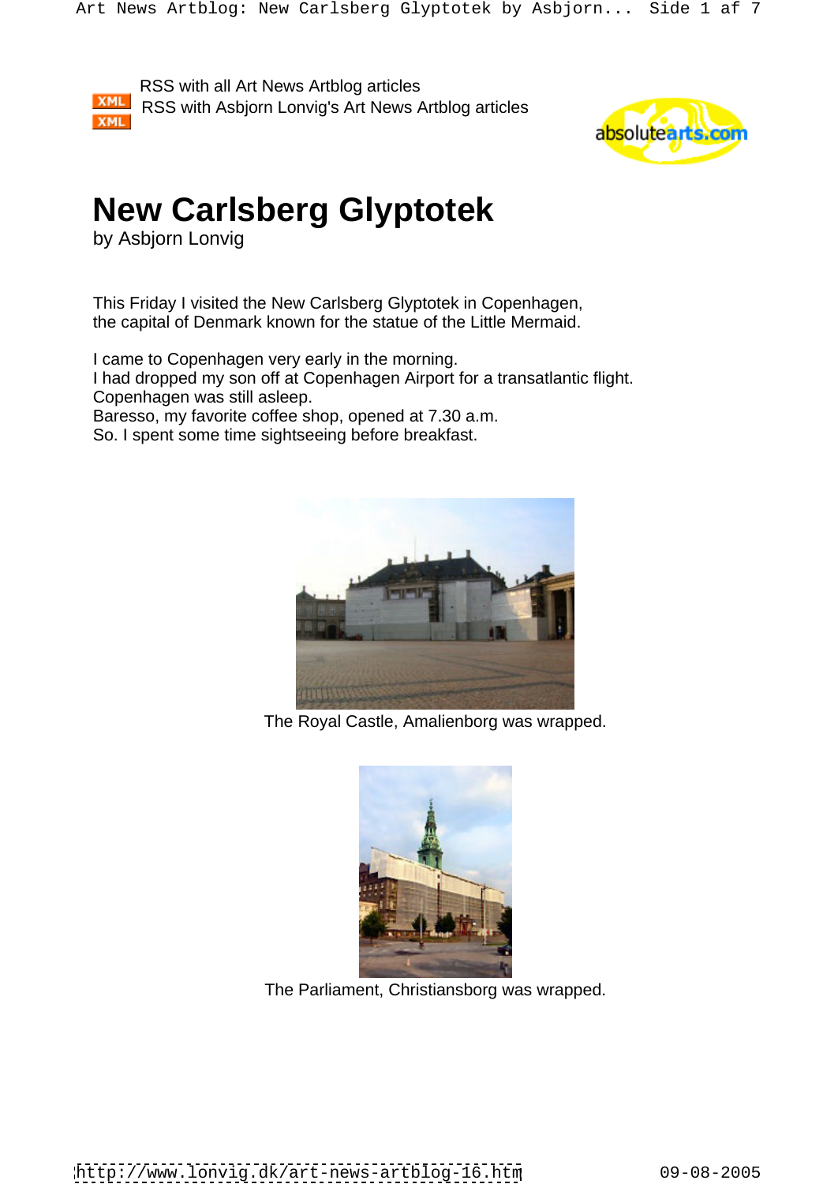RSS with all Art News Artblog articles

RSS with Asbjorn Lonvig's Art News Artblog articles

# New Carlsberg Glyptotek

by Asbjorn Lonvig

This Friday I visited the New Carlsberg Glyptotek in Copenhagen,
the capital of Denmark known for the statue of the Little Mermaid.

I came to Copenhagen very early in the morning.
I had dropped my son off at Copenhagen Airport for a transatlantic flight.
Copenhagen was still asleep.
Baresso, my favorite coffee shop, opened at 7.30 a.m.
So. I spent some time sightseeing before breakfast.

The Royal Castle, Amalienborg was wrapped.

The Parliament, Christiansborg was wrapped.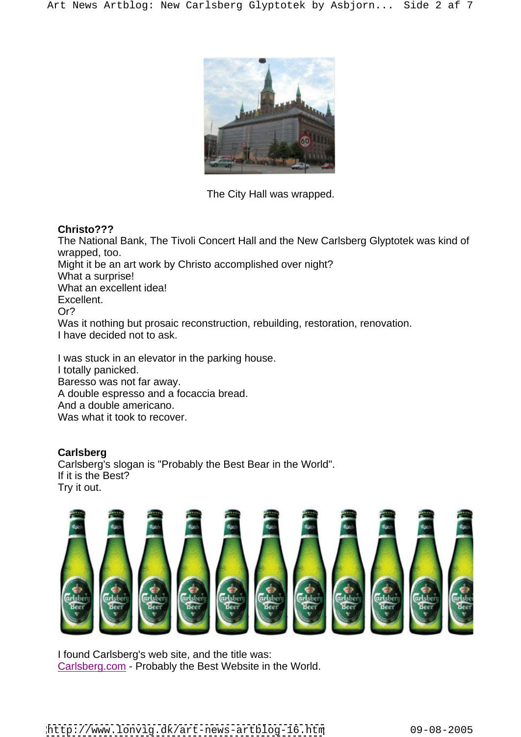The City Hall was wrapped.

**Christo???**
The National Bank, The Tivoli Concert Hall and the New Carlsberg Glyptotek was kind of wrapped, too.
Might it be an art work by Christo accomplished over night?
What a surprise!
What an excellent idea!
Excellent.
Or?
Was it nothing but prosaic reconstruction, rebuilding, restoration, renovation.
I have decided not to ask.

I was stuck in an elevator in the parking house.
I totally panicked.
Baresso was not far away.
A double espresso and a focaccia bread.
And a double americano.
Was what it took to recover.

**Carlsberg**
Carlsberg's slogan is "Probably the Best Bear in the World".
If it is the Best?
Try it out.

I found Carlsberg's web site, and the title was:
Carlsberg.com - Probably the Best Website in the World.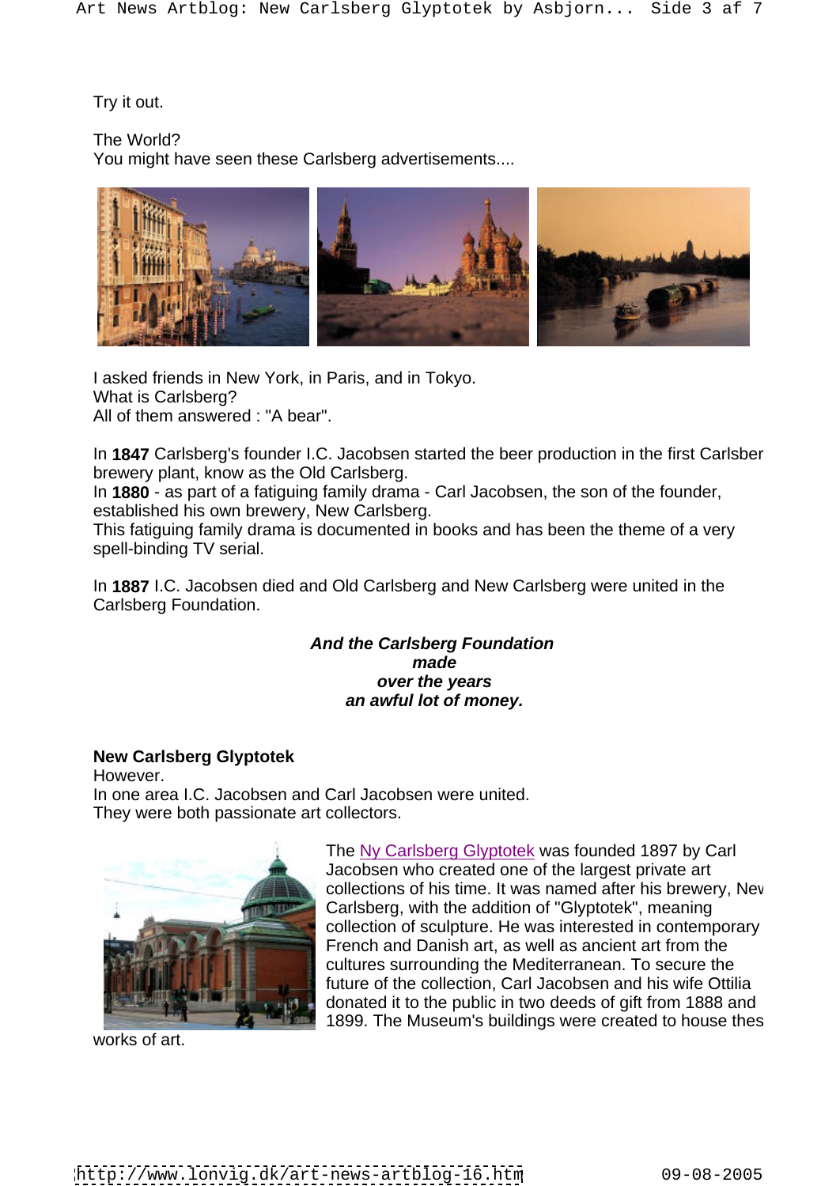Try it out.

The World?
You might have seen these Carlsberg advertisements....

I asked friends in New York, in Paris, and in Tokyo.
What is Carlsberg?
All of them answered : "A bear".

In **1847** Carlsberg's founder I.C. Jacobsen started the beer production in the first Carlsber brewery plant, know as the Old Carlsberg.
In **1880** - as part of a fatiguing family drama - Carl Jacobsen, the son of the founder, established his own brewery, New Carlsberg.
This fatiguing family drama is documented in books and has been the theme of a very spell-binding TV serial.

In **1887** I.C. Jacobsen died and Old Carlsberg and New Carlsberg were united in the Carlsberg Foundation.

***And the Carlsberg Foundation made over the years an awful lot of money.***

**New Carlsberg Glyptotek**
However.
In one area I.C. Jacobsen and Carl Jacobsen were united.
They were both passionate art collectors.

The Ny Carlsberg Glyptotek was founded 1897 by Carl Jacobsen who created one of the largest private art collections of his time. It was named after his brewery, Nev Carlsberg, with the addition of "Glyptotek", meaning collection of sculpture. He was interested in contemporary French and Danish art, as well as ancient art from the cultures surrounding the Mediterranean. To secure the future of the collection, Carl Jacobsen and his wife Ottilia donated it to the public in two deeds of gift from 1888 and 1899. The Museum's buildings were created to house thes works of art.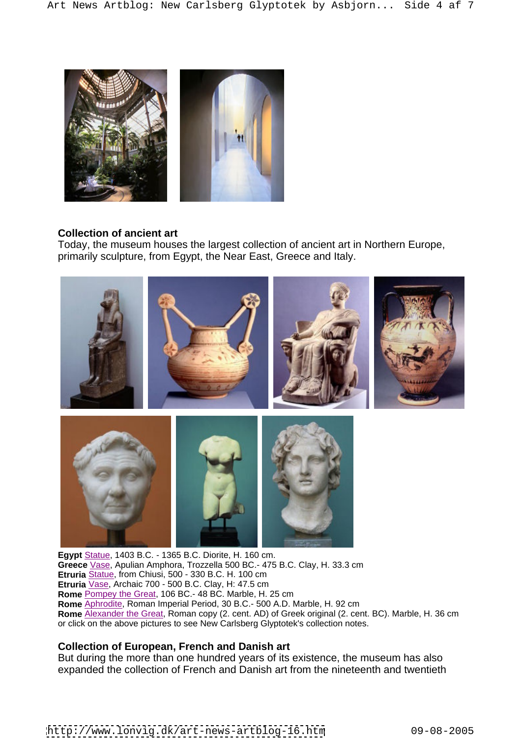**Collection of ancient art**
Today, the museum houses the largest collection of ancient art in Northern Europe, primarily sculpture, from Egypt, the Near East, Greece and Italy.

**Egypt** Statue, 1403 B.C. - 1365 B.C. Diorite, H. 160 cm.
**Greece** Vase, Apulian Amphora, Trozzella 500 BC.- 475 B.C. Clay, H. 33.3 cm
**Etruria** Statue, from Chiusi, 500 - 330 B.C. H. 100 cm
**Etruria** Vase, Archaic 700 - 500 B.C. Clay, H: 47.5 cm
**Rome** Pompey the Great, 106 BC.- 48 BC. Marble, H. 25 cm
**Rome** Aphrodite, Roman Imperial Period, 30 B.C.- 500 A.D. Marble, H. 92 cm
**Rome** Alexander the Great, Roman copy (2. cent. AD) of Greek original (2. cent. BC). Marble, H. 36 cm
or click on the above pictures to see New Carlsberg Glyptotek's collection notes.

**Collection of European, French and Danish art**
But during the more than one hundred years of its existence, the museum has also expanded the collection of French and Danish art from the nineteenth and twentieth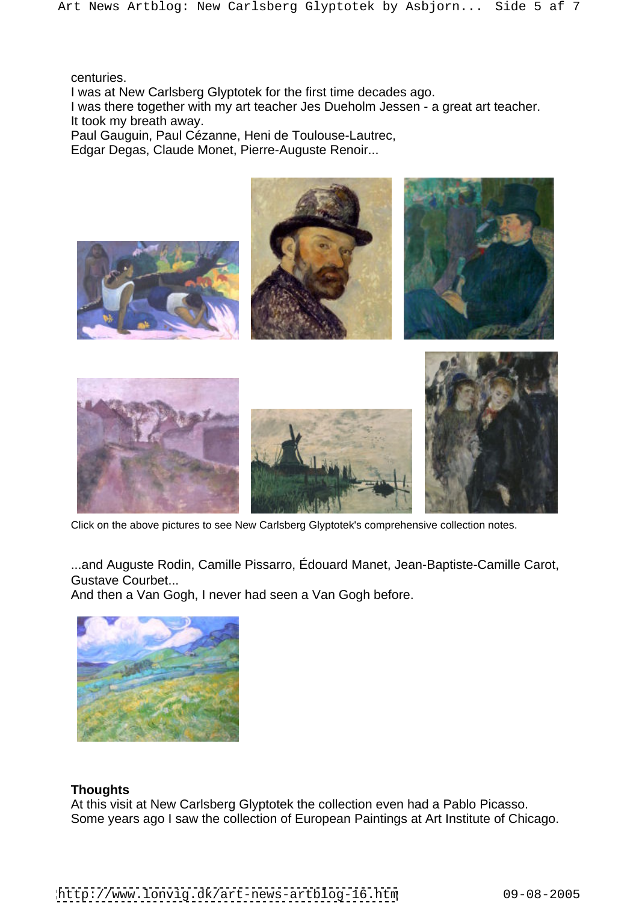centuries.
I was at New Carlsberg Glyptotek for the first time decades ago.
I was there together with my art teacher Jes Dueholm Jessen - a great art teacher.
It took my breath away.
Paul Gauguin, Paul Cézanne, Heni de Toulouse-Lautrec,
Edgar Degas, Claude Monet, Pierre-Auguste Renoir...

Click on the above pictures to see New Carlsberg Glyptotek's comprehensive collection notes.

...and Auguste Rodin, Camille Pissarro, Édouard Manet, Jean-Baptiste-Camille Carot, Gustave Courbet...
And then a Van Gogh, I never had seen a Van Gogh before.

**Thoughts**
At this visit at New Carlsberg Glyptotek the collection even had a Pablo Picasso.
Some years ago I saw the collection of European Paintings at Art Institute of Chicago.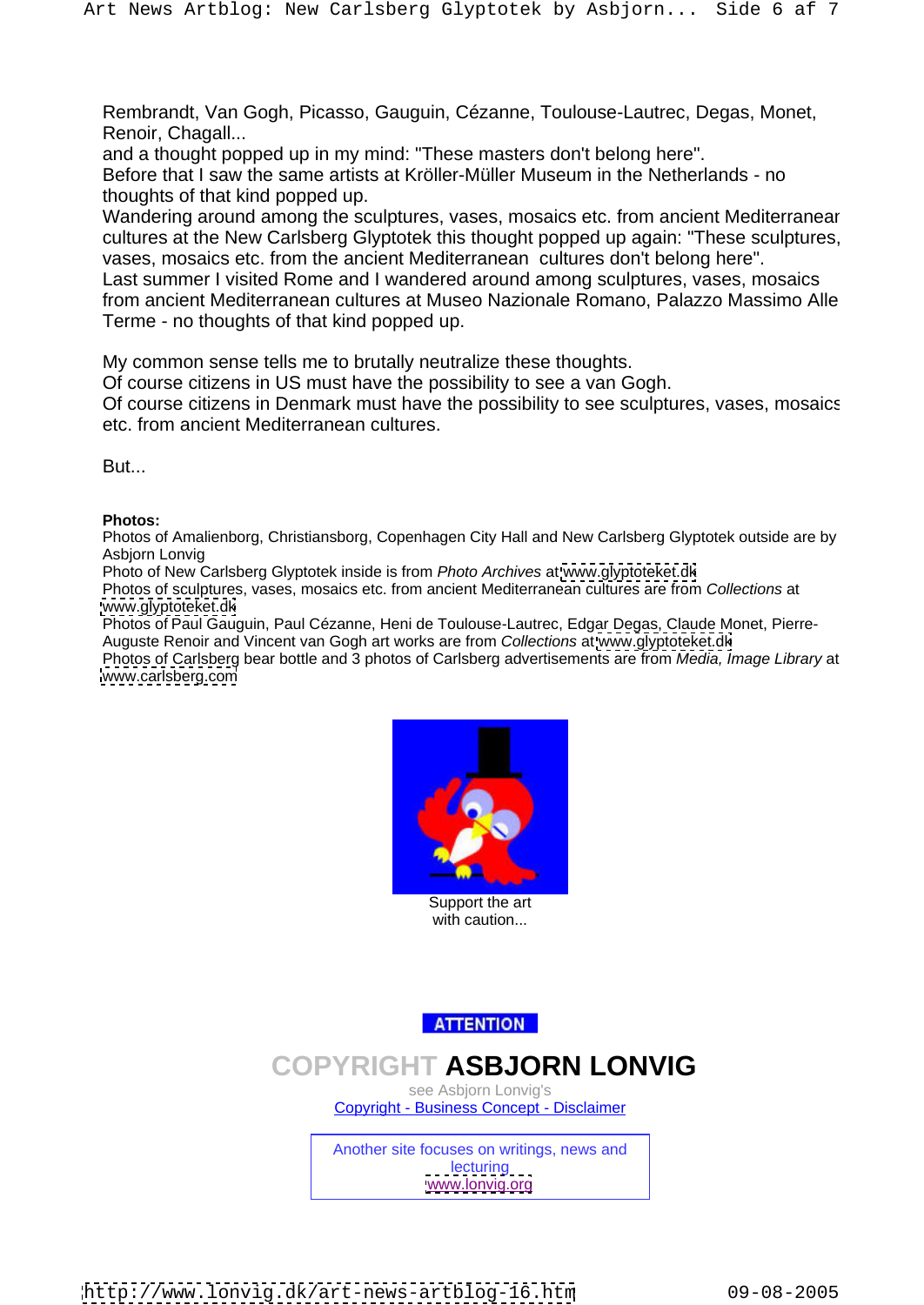Rembrandt, Van Gogh, Picasso, Gauguin, Cézanne, Toulouse-Lautrec, Degas, Monet, Renoir, Chagall...
and a thought popped up in my mind: "These masters don't belong here".
Before that I saw the same artists at Kröller-Müller Museum in the Netherlands - no thoughts of that kind popped up.
Wandering around among the sculptures, vases, mosaics etc. from ancient Mediterranean cultures at the New Carlsberg Glyptotek this thought popped up again: "These sculptures, vases, mosaics etc. from the ancient Mediterranean cultures don't belong here".
Last summer I visited Rome and I wandered around among sculptures, vases, mosaics from ancient Mediterranean cultures at Museo Nazionale Romano, Palazzo Massimo Alle Terme - no thoughts of that kind popped up.

My common sense tells me to brutally neutralize these thoughts.
Of course citizens in US must have the possibility to see a van Gogh.
Of course citizens in Denmark must have the possibility to see sculptures, vases, mosaics etc. from ancient Mediterranean cultures.

But...

**Photos:**
Photos of Amalienborg, Christiansborg, Copenhagen City Hall and New Carlsberg Glyptotek outside are by Asbjorn Lonvig
Photo of New Carlsberg Glyptotek inside is from *Photo Archives* at www.glyptoteket.dk
Photos of sculptures, vases, mosaics etc. from ancient Mediterranean cultures are from *Collections* at www.glyptoteket.dk
Photos of Paul Gauguin, Paul Cézanne, Heni de Toulouse-Lautrec, Edgar Degas, Claude Monet, Pierre-Auguste Renoir and Vincent van Gogh art works are from *Collections* at www.glyptoteket.dk
Photos of Carlsberg bear bottle and 3 photos of Carlsberg advertisements are from *Media, Image Library* at www.carlsberg.com

Support the art with caution...

ATTENTION

**COPYRIGHT ASBJORN LONVIG**

see Asbjorn Lonvig's
Copyright - Business Concept - Disclaimer

Another site focuses on writings, news and lecturing
www.lonvig.org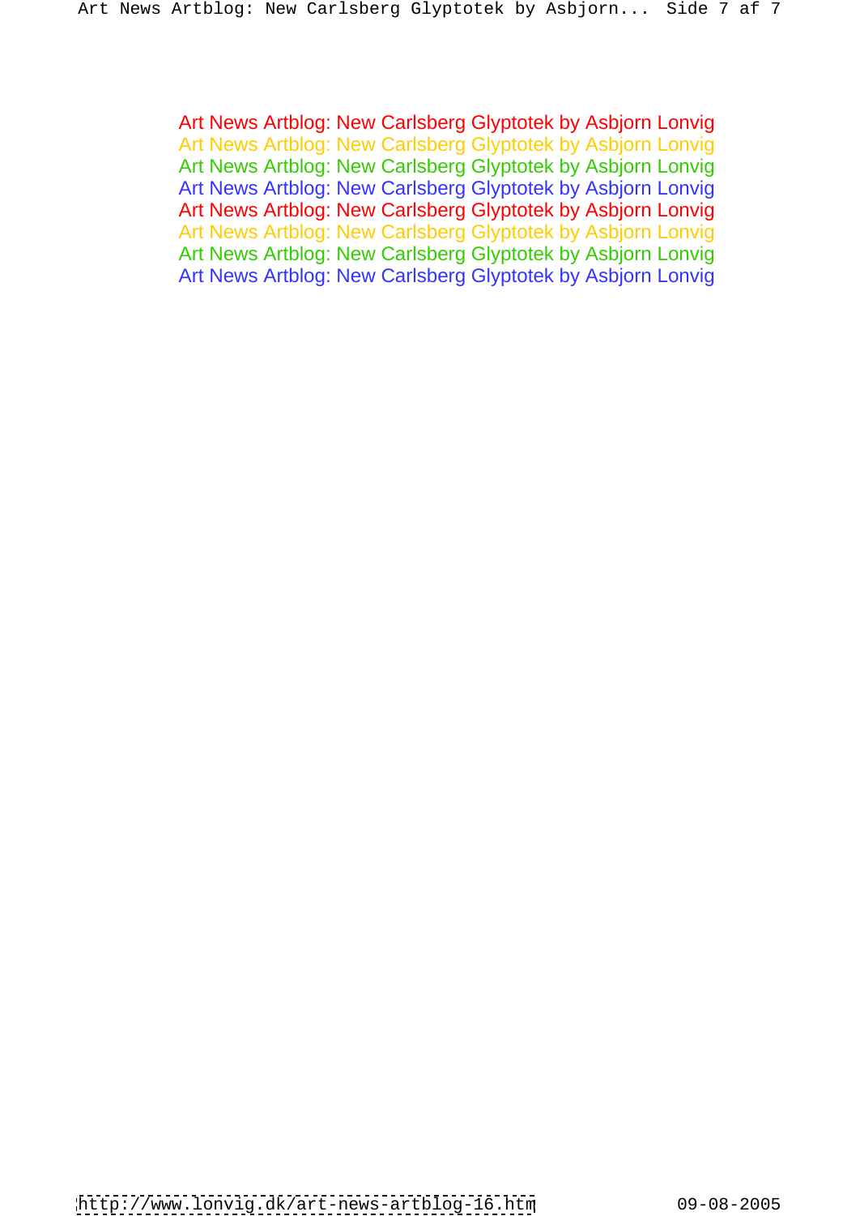Art News Artblog: New Carlsberg Glyptotek by Asbjorn Lonvig
Art News Artblog: New Carlsberg Glyptotek by Asbjorn Lonvig
Art News Artblog: New Carlsberg Glyptotek by Asbjorn Lonvig
Art News Artblog: New Carlsberg Glyptotek by Asbjorn Lonvig
Art News Artblog: New Carlsberg Glyptotek by Asbjorn Lonvig
Art News Artblog: New Carlsberg Glyptotek by Asbjorn Lonvig
Art News Artblog: New Carlsberg Glyptotek by Asbjorn Lonvig
Art News Artblog: New Carlsberg Glyptotek by Asbjorn Lonvig